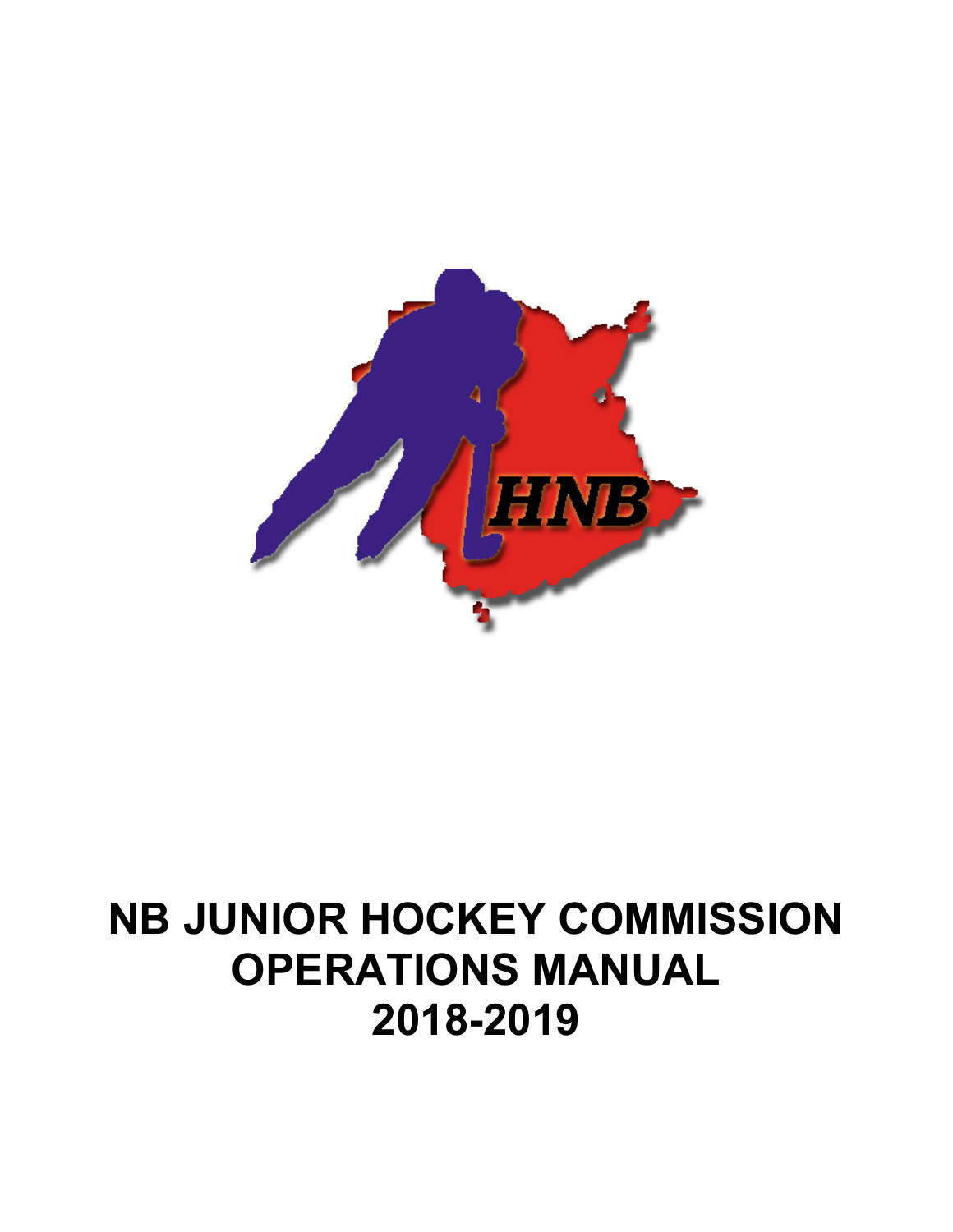HNB

# NB JUNIOR HOCKEY COMMISSION OPERATIONS MANUAL 2018-2019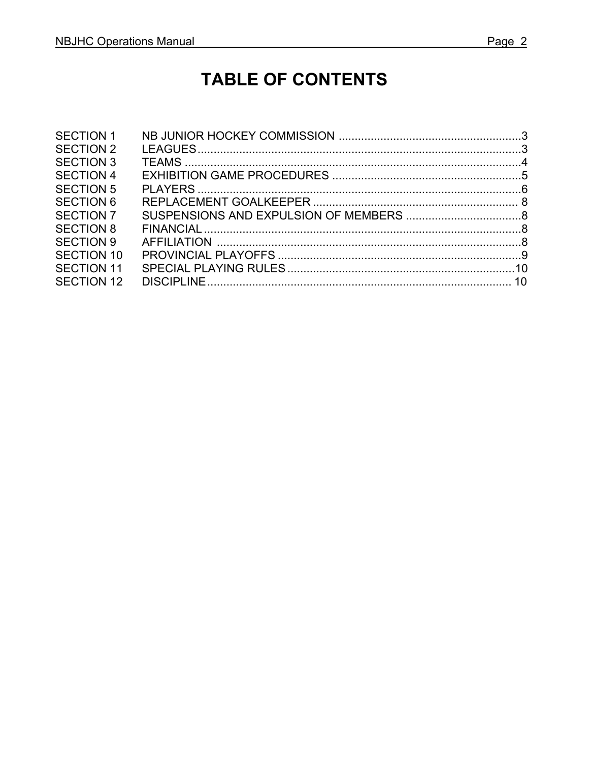# TABLE OF CONTENTS

| | | |
|---|---|---|
| SECTION 1 | NB JUNIOR HOCKEY COMMISSION | 3 |
| SECTION 2 | LEAGUES | 3 |
| SECTION 3 | TEAMS | 4 |
| SECTION 4 | EXHIBITION GAME PROCEDURES | 5 |
| SECTION 5 | PLAYERS | 6 |
| SECTION 6 | REPLACEMENT GOALKEEPER | 8 |
| SECTION 7 | SUSPENSIONS AND EXPULSION OF MEMBERS | 8 |
| SECTION 8 | FINANCIAL | 8 |
| SECTION 9 | AFFILIATION | 8 |
| SECTION 10 | PROVINCIAL PLAYOFFS | 9 |
| SECTION 11 | SPECIAL PLAYING RULES | 10 |
| SECTION 12 | DISCIPLINE | 10 |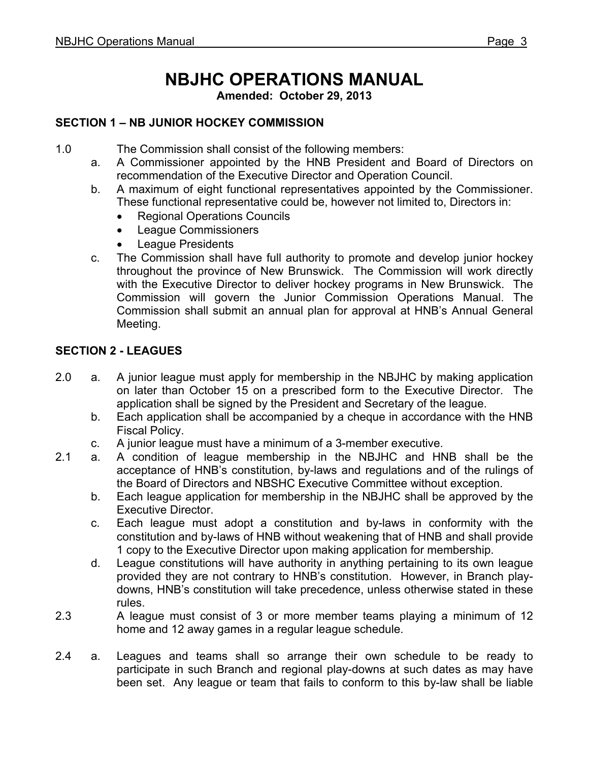# NBJHC OPERATIONS MANUAL

**Amended: October 29, 2013**

## SECTION 1 – NB JUNIOR HOCKEY COMMISSION

1.0 The Commission shall consist of the following members:

a. A Commissioner appointed by the HNB President and Board of Directors on recommendation of the Executive Director and Operation Council.

b. A maximum of eight functional representatives appointed by the Commissioner. These functional representative could be, however not limited to, Directors in:
- Regional Operations Councils
- League Commissioners
- League Presidents

c. The Commission shall have full authority to promote and develop junior hockey throughout the province of New Brunswick. The Commission will work directly with the Executive Director to deliver hockey programs in New Brunswick. The Commission will govern the Junior Commission Operations Manual. The Commission shall submit an annual plan for approval at HNB's Annual General Meeting.

## SECTION 2 - LEAGUES

2.0 a. A junior league must apply for membership in the NBJHC by making application on later than October 15 on a prescribed form to the Executive Director. The application shall be signed by the President and Secretary of the league.

b. Each application shall be accompanied by a cheque in accordance with the HNB Fiscal Policy.

c. A junior league must have a minimum of a 3-member executive.

2.1 a. A condition of league membership in the NBJHC and HNB shall be the acceptance of HNB's constitution, by-laws and regulations and of the rulings of the Board of Directors and NBSHC Executive Committee without exception.

b. Each league application for membership in the NBJHC shall be approved by the Executive Director.

c. Each league must adopt a constitution and by-laws in conformity with the constitution and by-laws of HNB without weakening that of HNB and shall provide 1 copy to the Executive Director upon making application for membership.

d. League constitutions will have authority in anything pertaining to its own league provided they are not contrary to HNB's constitution. However, in Branch play-downs, HNB's constitution will take precedence, unless otherwise stated in these rules.

2.3 A league must consist of 3 or more member teams playing a minimum of 12 home and 12 away games in a regular league schedule.

2.4 a. Leagues and teams shall so arrange their own schedule to be ready to participate in such Branch and regional play-downs at such dates as may have been set. Any league or team that fails to conform to this by-law shall be liable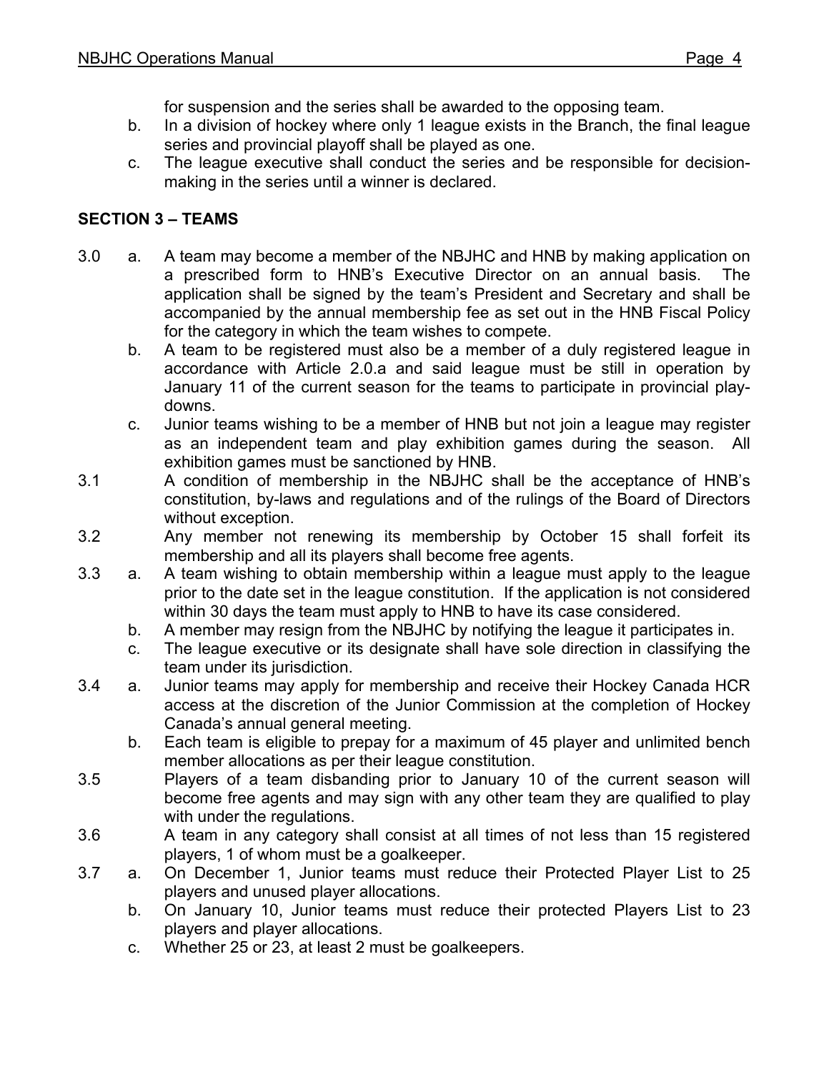for suspension and the series shall be awarded to the opposing team.

b. In a division of hockey where only 1 league exists in the Branch, the final league series and provincial playoff shall be played as one.

c. The league executive shall conduct the series and be responsible for decision-making in the series until a winner is declared.

## SECTION 3 – TEAMS

3.0 a. A team may become a member of the NBJHC and HNB by making application on a prescribed form to HNB's Executive Director on an annual basis. The application shall be signed by the team's President and Secretary and shall be accompanied by the annual membership fee as set out in the HNB Fiscal Policy for the category in which the team wishes to compete.

b. A team to be registered must also be a member of a duly registered league in accordance with Article 2.0.a and said league must be still in operation by January 11 of the current season for the teams to participate in provincial play-downs.

c. Junior teams wishing to be a member of HNB but not join a league may register as an independent team and play exhibition games during the season. All exhibition games must be sanctioned by HNB.

3.1 A condition of membership in the NBJHC shall be the acceptance of HNB's constitution, by-laws and regulations and of the rulings of the Board of Directors without exception.

3.2 Any member not renewing its membership by October 15 shall forfeit its membership and all its players shall become free agents.

3.3 a. A team wishing to obtain membership within a league must apply to the league prior to the date set in the league constitution. If the application is not considered within 30 days the team must apply to HNB to have its case considered.

b. A member may resign from the NBJHC by notifying the league it participates in.

c. The league executive or its designate shall have sole direction in classifying the team under its jurisdiction.

3.4 a. Junior teams may apply for membership and receive their Hockey Canada HCR access at the discretion of the Junior Commission at the completion of Hockey Canada's annual general meeting.

b. Each team is eligible to prepay for a maximum of 45 player and unlimited bench member allocations as per their league constitution.

3.5 Players of a team disbanding prior to January 10 of the current season will become free agents and may sign with any other team they are qualified to play with under the regulations.

3.6 A team in any category shall consist at all times of not less than 15 registered players, 1 of whom must be a goalkeeper.

3.7 a. On December 1, Junior teams must reduce their Protected Player List to 25 players and unused player allocations.

b. On January 10, Junior teams must reduce their protected Players List to 23 players and player allocations.

c. Whether 25 or 23, at least 2 must be goalkeepers.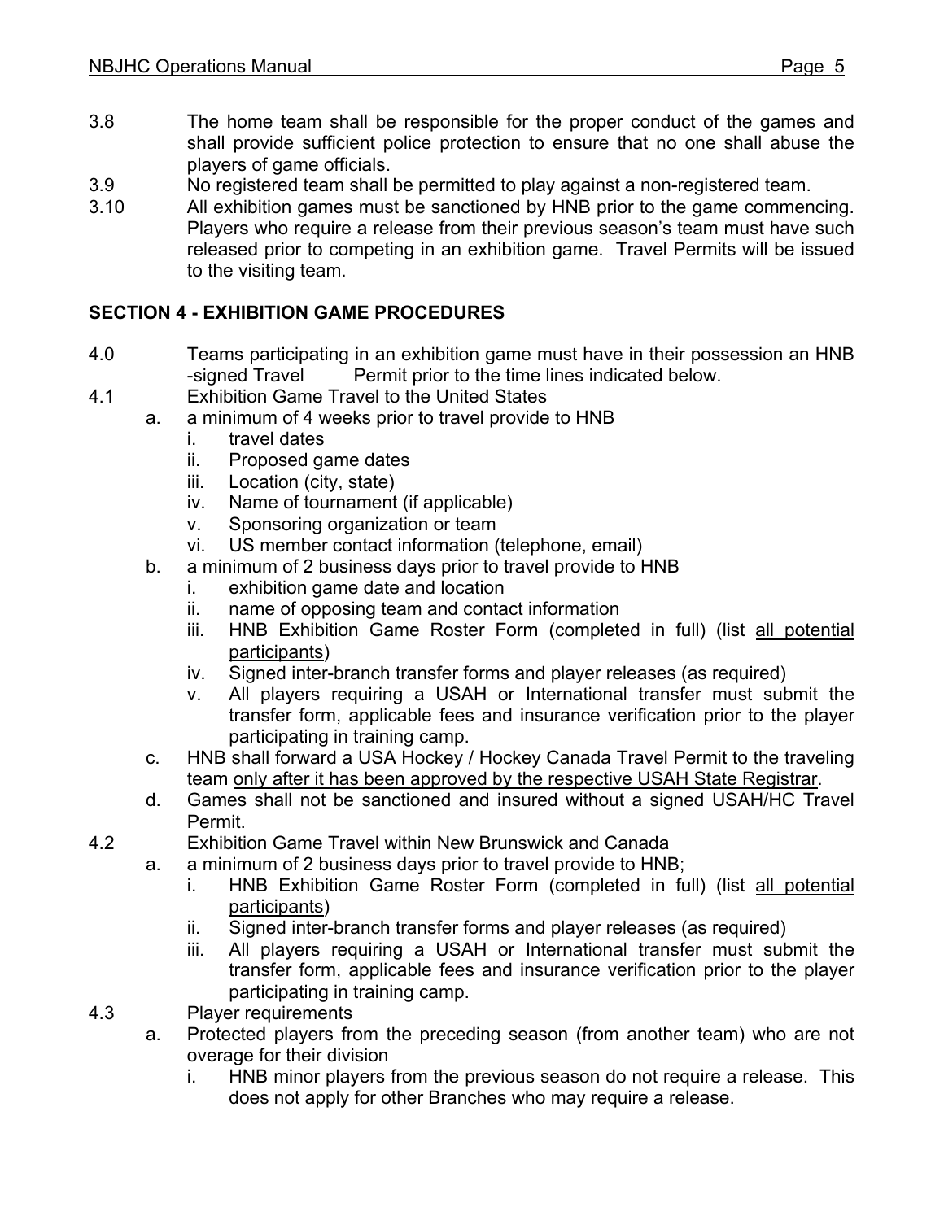3.8 The home team shall be responsible for the proper conduct of the games and shall provide sufficient police protection to ensure that no one shall abuse the players of game officials.

3.9 No registered team shall be permitted to play against a non-registered team.

3.10 All exhibition games must be sanctioned by HNB prior to the game commencing. Players who require a release from their previous season's team must have such released prior to competing in an exhibition game. Travel Permits will be issued to the visiting team.

## SECTION 4 - EXHIBITION GAME PROCEDURES

4.0 Teams participating in an exhibition game must have in their possession an HNB -signed Travel Permit prior to the time lines indicated below.

4.1 Exhibition Game Travel to the United States

- a. a minimum of 4 weeks prior to travel provide to HNB
  - i. travel dates
  - ii. Proposed game dates
  - iii. Location (city, state)
  - iv. Name of tournament (if applicable)
  - v. Sponsoring organization or team
  - vi. US member contact information (telephone, email)
- b. a minimum of 2 business days prior to travel provide to HNB
  - i. exhibition game date and location
  - ii. name of opposing team and contact information
  - iii. HNB Exhibition Game Roster Form (completed in full) (list <u>all potential participants</u>)
  - iv. Signed inter-branch transfer forms and player releases (as required)
  - v. All players requiring a USAH or International transfer must submit the transfer form, applicable fees and insurance verification prior to the player participating in training camp.
- c. HNB shall forward a USA Hockey / Hockey Canada Travel Permit to the traveling team <u>only after it has been approved by the respective USAH State Registrar</u>.
- d. Games shall not be sanctioned and insured without a signed USAH/HC Travel Permit.

4.2 Exhibition Game Travel within New Brunswick and Canada

- a. a minimum of 2 business days prior to travel provide to HNB;
  - i. HNB Exhibition Game Roster Form (completed in full) (list <u>all potential participants</u>)
  - ii. Signed inter-branch transfer forms and player releases (as required)
  - iii. All players requiring a USAH or International transfer must submit the transfer form, applicable fees and insurance verification prior to the player participating in training camp.

4.3 Player requirements

- a. Protected players from the preceding season (from another team) who are not overage for their division
  - i. HNB minor players from the previous season do not require a release. This does not apply for other Branches who may require a release.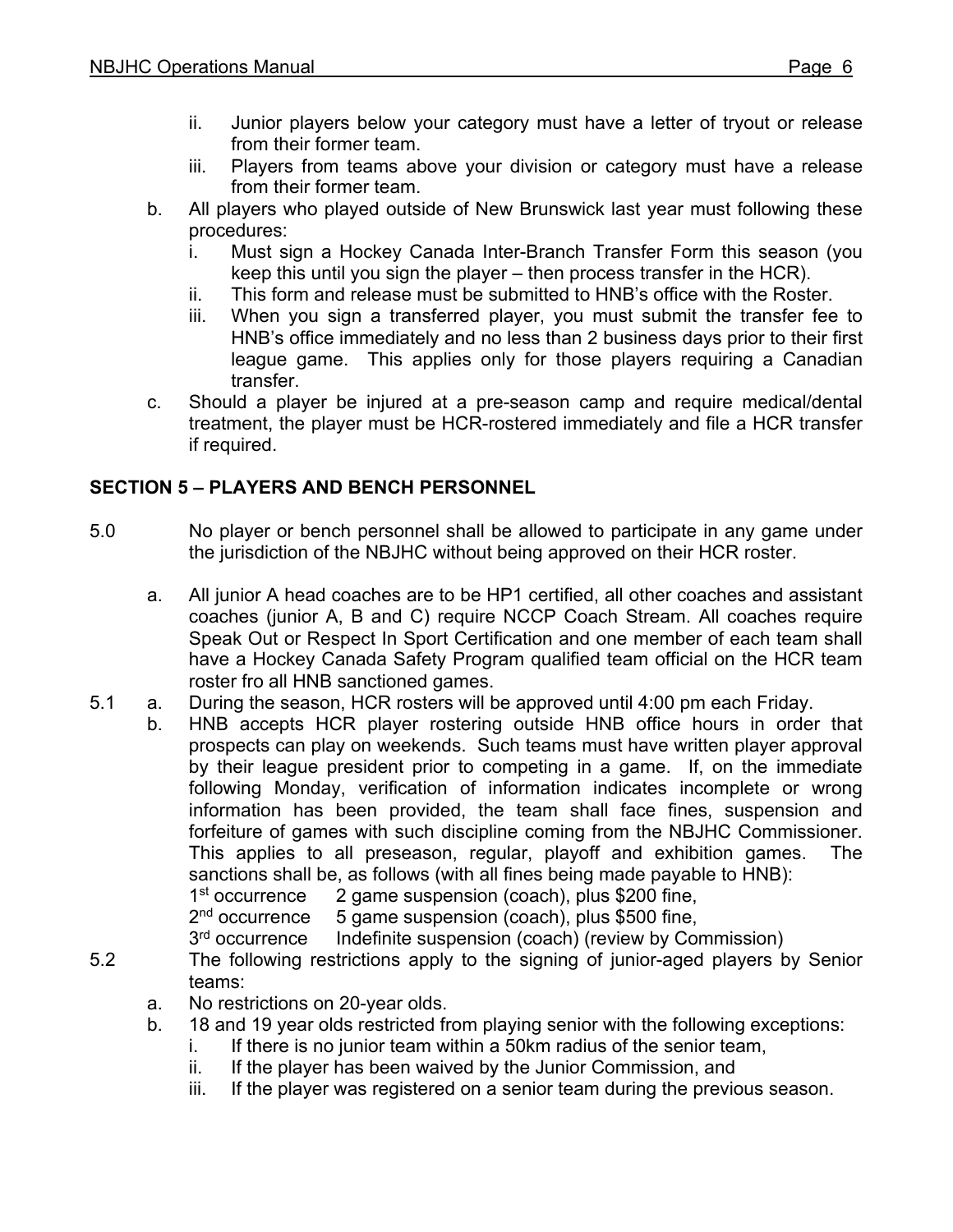ii. Junior players below your category must have a letter of tryout or release from their former team.

   iii. Players from teams above your division or category must have a release from their former team.

b. All players who played outside of New Brunswick last year must following these procedures:

   i. Must sign a Hockey Canada Inter-Branch Transfer Form this season (you keep this until you sign the player – then process transfer in the HCR).

   ii. This form and release must be submitted to HNB's office with the Roster.

   iii. When you sign a transferred player, you must submit the transfer fee to HNB's office immediately and no less than 2 business days prior to their first league game. This applies only for those players requiring a Canadian transfer.

c. Should a player be injured at a pre-season camp and require medical/dental treatment, the player must be HCR-rostered immediately and file a HCR transfer if required.

## SECTION 5 – PLAYERS AND BENCH PERSONNEL

5.0 No player or bench personnel shall be allowed to participate in any game under the jurisdiction of the NBJHC without being approved on their HCR roster.

a. All junior A head coaches are to be HP1 certified, all other coaches and assistant coaches (junior A, B and C) require NCCP Coach Stream. All coaches require Speak Out or Respect In Sport Certification and one member of each team shall have a Hockey Canada Safety Program qualified team official on the HCR team roster fro all HNB sanctioned games.

5.1 a. During the season, HCR rosters will be approved until 4:00 pm each Friday.

b. HNB accepts HCR player rostering outside HNB office hours in order that prospects can play on weekends. Such teams must have written player approval by their league president prior to competing in a game. If, on the immediate following Monday, verification of information indicates incomplete or wrong information has been provided, the team shall face fines, suspension and forfeiture of games with such discipline coming from the NBJHC Commissioner. This applies to all preseason, regular, playoff and exhibition games. The sanctions shall be, as follows (with all fines being made payable to HNB):

   1st occurrence 2 game suspension (coach), plus $200 fine,

   2nd occurrence 5 game suspension (coach), plus $500 fine,

   3rd occurrence Indefinite suspension (coach) (review by Commission)

5.2 The following restrictions apply to the signing of junior-aged players by Senior teams:

a. No restrictions on 20-year olds.

b. 18 and 19 year olds restricted from playing senior with the following exceptions:

   i. If there is no junior team within a 50km radius of the senior team,

   ii. If the player has been waived by the Junior Commission, and

   iii. If the player was registered on a senior team during the previous season.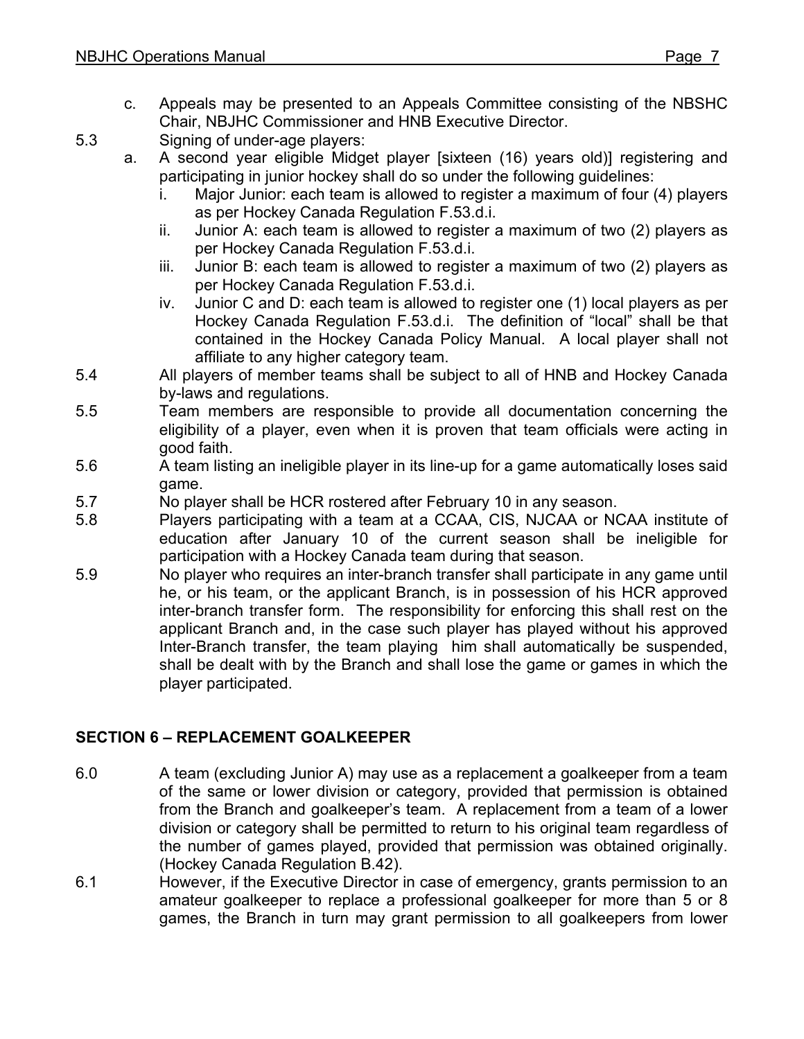c. Appeals may be presented to an Appeals Committee consisting of the NBSHC Chair, NBJHC Commissioner and HNB Executive Director.

5.3 Signing of under-age players:

a. A second year eligible Midget player [sixteen (16) years old)] registering and participating in junior hockey shall do so under the following guidelines:

i. Major Junior: each team is allowed to register a maximum of four (4) players as per Hockey Canada Regulation F.53.d.i.

ii. Junior A: each team is allowed to register a maximum of two (2) players as per Hockey Canada Regulation F.53.d.i.

iii. Junior B: each team is allowed to register a maximum of two (2) players as per Hockey Canada Regulation F.53.d.i.

iv. Junior C and D: each team is allowed to register one (1) local players as per Hockey Canada Regulation F.53.d.i. The definition of "local" shall be that contained in the Hockey Canada Policy Manual. A local player shall not affiliate to any higher category team.

5.4 All players of member teams shall be subject to all of HNB and Hockey Canada by-laws and regulations.

5.5 Team members are responsible to provide all documentation concerning the eligibility of a player, even when it is proven that team officials were acting in good faith.

5.6 A team listing an ineligible player in its line-up for a game automatically loses said game.

5.7 No player shall be HCR rostered after February 10 in any season.

5.8 Players participating with a team at a CCAA, CIS, NJCAA or NCAA institute of education after January 10 of the current season shall be ineligible for participation with a Hockey Canada team during that season.

5.9 No player who requires an inter-branch transfer shall participate in any game until he, or his team, or the applicant Branch, is in possession of his HCR approved inter-branch transfer form. The responsibility for enforcing this shall rest on the applicant Branch and, in the case such player has played without his approved Inter-Branch transfer, the team playing him shall automatically be suspended, shall be dealt with by the Branch and shall lose the game or games in which the player participated.

## SECTION 6 – REPLACEMENT GOALKEEPER

6.0 A team (excluding Junior A) may use as a replacement a goalkeeper from a team of the same or lower division or category, provided that permission is obtained from the Branch and goalkeeper's team. A replacement from a team of a lower division or category shall be permitted to return to his original team regardless of the number of games played, provided that permission was obtained originally. (Hockey Canada Regulation B.42).

6.1 However, if the Executive Director in case of emergency, grants permission to an amateur goalkeeper to replace a professional goalkeeper for more than 5 or 8 games, the Branch in turn may grant permission to all goalkeepers from lower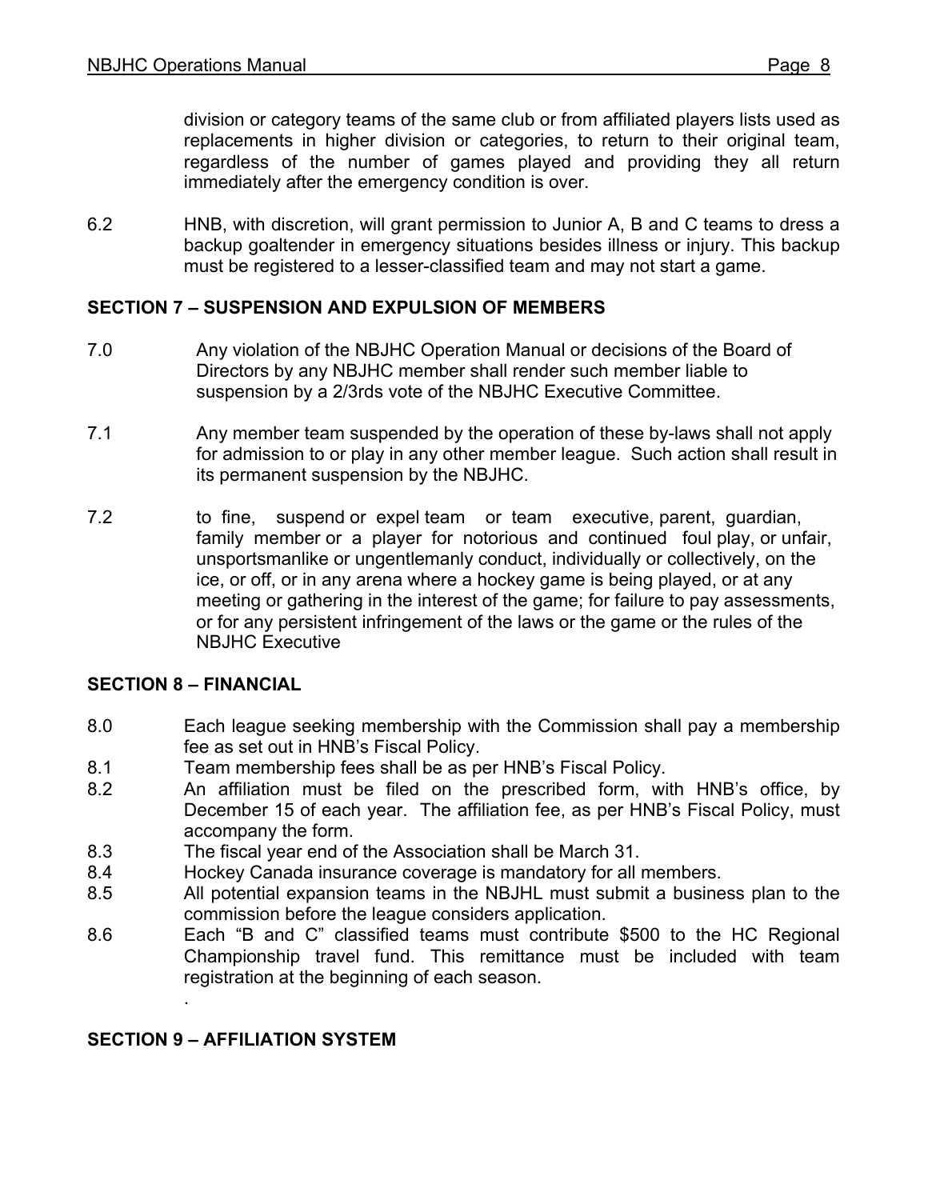division or category teams of the same club or from affiliated players lists used as replacements in higher division or categories, to return to their original team, regardless of the number of games played and providing they all return immediately after the emergency condition is over.

6.2 HNB, with discretion, will grant permission to Junior A, B and C teams to dress a backup goaltender in emergency situations besides illness or injury. This backup must be registered to a lesser-classified team and may not start a game.

## SECTION 7 – SUSPENSION AND EXPULSION OF MEMBERS

7.0 Any violation of the NBJHC Operation Manual or decisions of the Board of Directors by any NBJHC member shall render such member liable to suspension by a 2/3rds vote of the NBJHC Executive Committee.

7.1 Any member team suspended by the operation of these by-laws shall not apply for admission to or play in any other member league. Such action shall result in its permanent suspension by the NBJHC.

7.2 to fine, suspend or expel team or team executive, parent, guardian, family member or a player for notorious and continued foul play, or unfair, unsportsmanlike or ungentlemanly conduct, individually or collectively, on the ice, or off, or in any arena where a hockey game is being played, or at any meeting or gathering in the interest of the game; for failure to pay assessments, or for any persistent infringement of the laws or the game or the rules of the NBJHC Executive

## SECTION 8 – FINANCIAL

8.0 Each league seeking membership with the Commission shall pay a membership fee as set out in HNB's Fiscal Policy.

8.1 Team membership fees shall be as per HNB's Fiscal Policy.

8.2 An affiliation must be filed on the prescribed form, with HNB's office, by December 15 of each year. The affiliation fee, as per HNB's Fiscal Policy, must accompany the form.

8.3 The fiscal year end of the Association shall be March 31.

8.4 Hockey Canada insurance coverage is mandatory for all members.

8.5 All potential expansion teams in the NBJHL must submit a business plan to the commission before the league considers application.

8.6 Each "B and C" classified teams must contribute $500 to the HC Regional Championship travel fund. This remittance must be included with team registration at the beginning of each season.

.

## SECTION 9 – AFFILIATION SYSTEM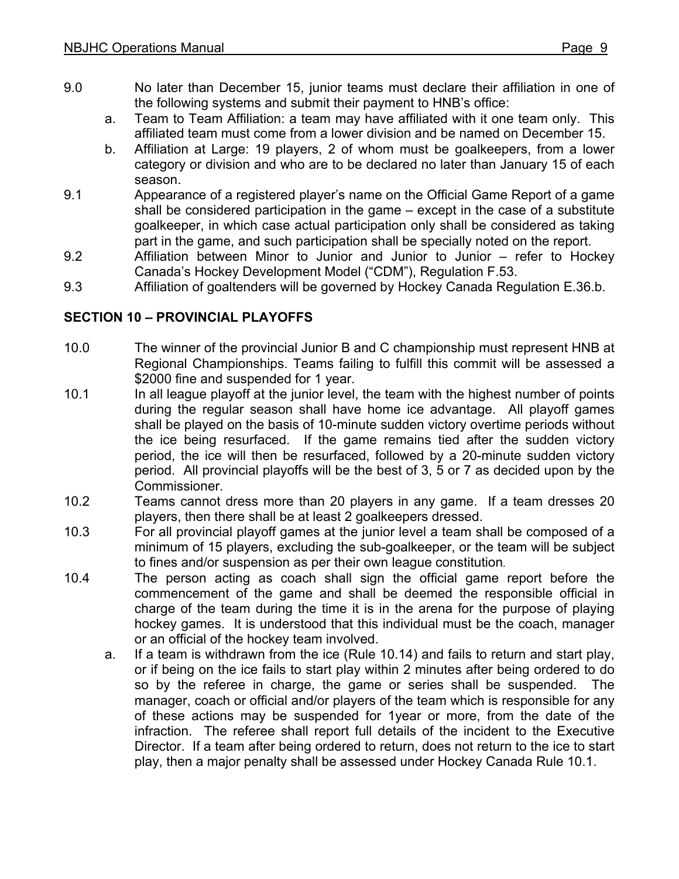9.0 No later than December 15, junior teams must declare their affiliation in one of the following systems and submit their payment to HNB's office:

a. Team to Team Affiliation: a team may have affiliated with it one team only. This affiliated team must come from a lower division and be named on December 15.

b. Affiliation at Large: 19 players, 2 of whom must be goalkeepers, from a lower category or division and who are to be declared no later than January 15 of each season.

9.1 Appearance of a registered player's name on the Official Game Report of a game shall be considered participation in the game – except in the case of a substitute goalkeeper, in which case actual participation only shall be considered as taking part in the game, and such participation shall be specially noted on the report.

9.2 Affiliation between Minor to Junior and Junior to Junior – refer to Hockey Canada's Hockey Development Model ("CDM"), Regulation F.53.

9.3 Affiliation of goaltenders will be governed by Hockey Canada Regulation E.36.b.

## SECTION 10 – PROVINCIAL PLAYOFFS

10.0 The winner of the provincial Junior B and C championship must represent HNB at Regional Championships. Teams failing to fulfill this commit will be assessed a $2000 fine and suspended for 1 year.

10.1 In all league playoff at the junior level, the team with the highest number of points during the regular season shall have home ice advantage. All playoff games shall be played on the basis of 10-minute sudden victory overtime periods without the ice being resurfaced. If the game remains tied after the sudden victory period, the ice will then be resurfaced, followed by a 20-minute sudden victory period. All provincial playoffs will be the best of 3, 5 or 7 as decided upon by the Commissioner.

10.2 Teams cannot dress more than 20 players in any game. If a team dresses 20 players, then there shall be at least 2 goalkeepers dressed.

10.3 For all provincial playoff games at the junior level a team shall be composed of a minimum of 15 players, excluding the sub-goalkeeper, or the team will be subject to fines and/or suspension as per their own league constitution.

10.4 The person acting as coach shall sign the official game report before the commencement of the game and shall be deemed the responsible official in charge of the team during the time it is in the arena for the purpose of playing hockey games. It is understood that this individual must be the coach, manager or an official of the hockey team involved.

a. If a team is withdrawn from the ice (Rule 10.14) and fails to return and start play, or if being on the ice fails to start play within 2 minutes after being ordered to do so by the referee in charge, the game or series shall be suspended. The manager, coach or official and/or players of the team which is responsible for any of these actions may be suspended for 1year or more, from the date of the infraction. The referee shall report full details of the incident to the Executive Director. If a team after being ordered to return, does not return to the ice to start play, then a major penalty shall be assessed under Hockey Canada Rule 10.1.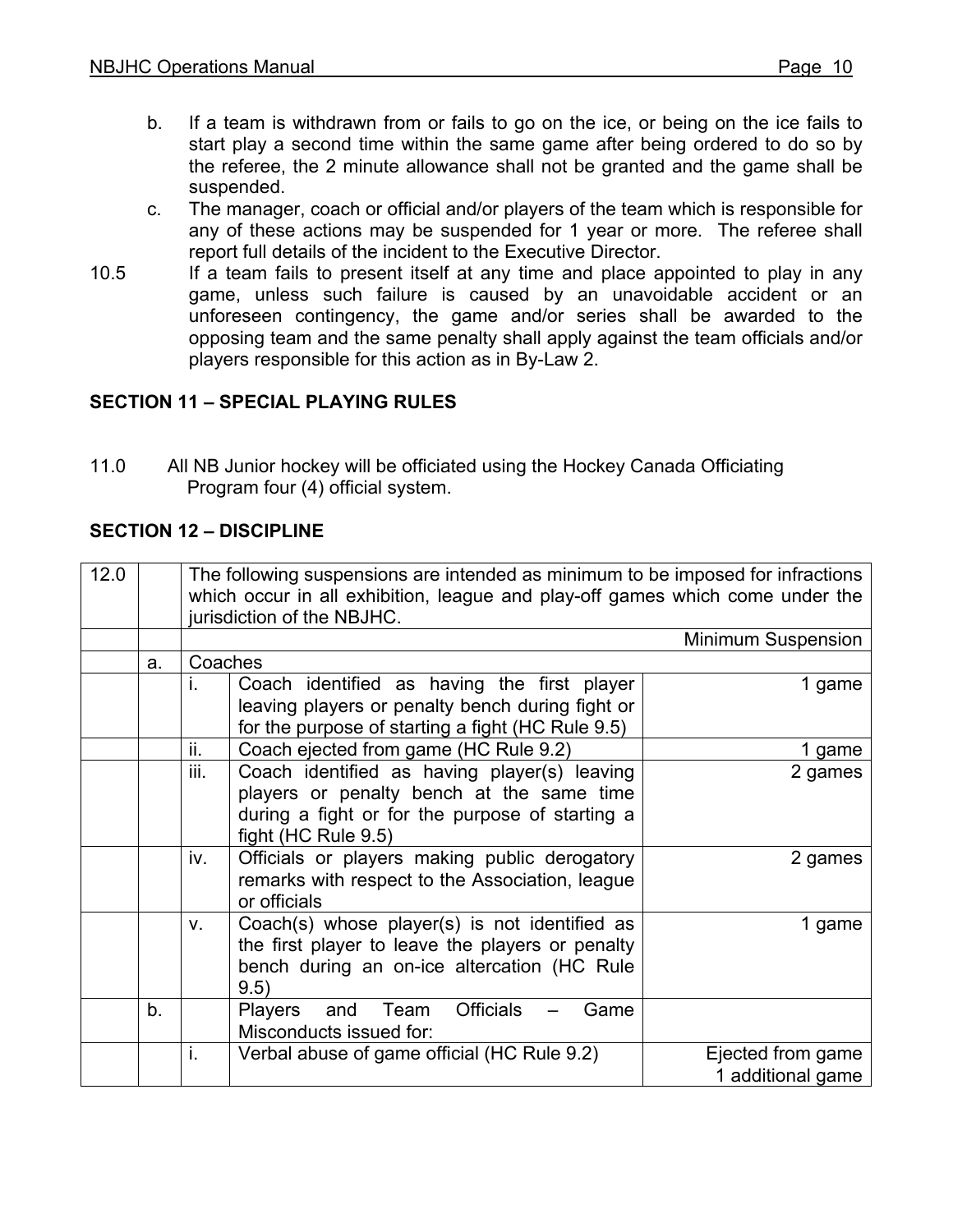b. If a team is withdrawn from or fails to go on the ice, or being on the ice fails to start play a second time within the same game after being ordered to do so by the referee, the 2 minute allowance shall not be granted and the game shall be suspended.

c. The manager, coach or official and/or players of the team which is responsible for any of these actions may be suspended for 1 year or more. The referee shall report full details of the incident to the Executive Director.

10.5 If a team fails to present itself at any time and place appointed to play in any game, unless such failure is caused by an unavoidable accident or an unforeseen contingency, the game and/or series shall be awarded to the opposing team and the same penalty shall apply against the team officials and/or players responsible for this action as in By-Law 2.

## SECTION 11 – SPECIAL PLAYING RULES

11.0 All NB Junior hockey will be officiated using the Hockey Canada Officiating Program four (4) official system.

## SECTION 12 – DISCIPLINE

| | | | | |
|---|---|---|---|---|
| 12.0 | | The following suspensions are intended as minimum to be imposed for infractions which occur in all exhibition, league and play-off games which come under the jurisdiction of the NBJHC. | | |
| | | | | Minimum Suspension |
| | a. | Coaches | | |
| | | i. | Coach identified as having the first player leaving players or penalty bench during fight or for the purpose of starting a fight (HC Rule 9.5) | 1 game |
| | | ii. | Coach ejected from game (HC Rule 9.2) | 1 game |
| | | iii. | Coach identified as having player(s) leaving players or penalty bench at the same time during a fight or for the purpose of starting a fight (HC Rule 9.5) | 2 games |
| | | iv. | Officials or players making public derogatory remarks with respect to the Association, league or officials | 2 games |
| | | v. | Coach(s) whose player(s) is not identified as the first player to leave the players or penalty bench during an on-ice altercation (HC Rule 9.5) | 1 game |
| | b. | | Players and Team Officials – Game Misconducts issued for: | |
| | | i. | Verbal abuse of game official (HC Rule 9.2) | Ejected from game<br>1 additional game |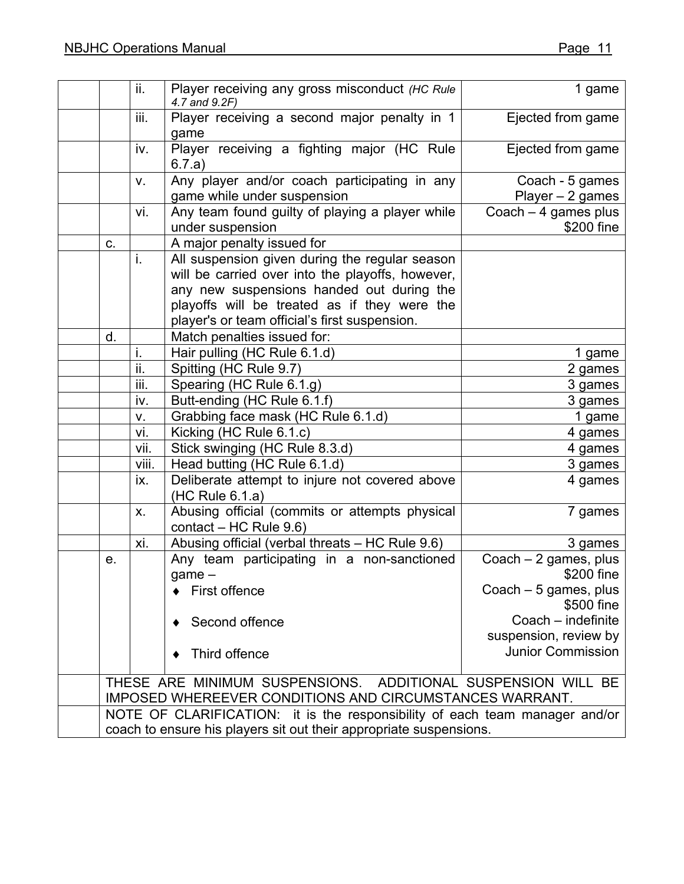| | | | | |
|---|---|---|---|---|
| | | ii. | Player receiving any gross misconduct *(HC Rule 4.7 and 9.2F)* | 1 game |
| | | iii. | Player receiving a second major penalty in 1 game | Ejected from game |
| | | iv. | Player receiving a fighting major (HC Rule 6.7.a) | Ejected from game |
| | | v. | Any player and/or coach participating in any game while under suspension | Coach - 5 games<br>Player – 2 games |
| | | vi. | Any team found guilty of playing a player while under suspension | Coach – 4 games plus $200 fine |
| | c. | | A major penalty issued for | |
| | | i. | All suspension given during the regular season will be carried over into the playoffs, however, any new suspensions handed out during the playoffs will be treated as if they were the player's or team official's first suspension. | |
| | d. | | Match penalties issued for: | |
| | | i. | Hair pulling (HC Rule 6.1.d) | 1 game |
| | | ii. | Spitting (HC Rule 9.7) | 2 games |
| | | iii. | Spearing (HC Rule 6.1.g) | 3 games |
| | | iv. | Butt-ending (HC Rule 6.1.f) | 3 games |
| | | v. | Grabbing face mask (HC Rule 6.1.d) | 1 game |
| | | vi. | Kicking (HC Rule 6.1.c) | 4 games |
| | | vii. | Stick swinging (HC Rule 8.3.d) | 4 games |
| | | viii. | Head butting (HC Rule 6.1.d) | 3 games |
| | | ix. | Deliberate attempt to injure not covered above (HC Rule 6.1.a) | 4 games |
| | | x. | Abusing official (commits or attempts physical contact – HC Rule 9.6) | 7 games |
| | | xi. | Abusing official (verbal threats – HC Rule 9.6) | 3 games |
| | e. | | Any team participating in a non-sanctioned game –<br>♦ First offence<br>♦ Second offence<br>♦ Third offence | Coach – 2 games, plus $200 fine<br>Coach – 5 games, plus $500 fine<br>Coach – indefinite suspension, review by Junior Commission |
| | THESE ARE MINIMUM SUSPENSIONS. ADDITIONAL SUSPENSION WILL BE IMPOSED WHEREEVER CONDITIONS AND CIRCUMSTANCES WARRANT. | | | |
| | NOTE OF CLARIFICATION: it is the responsibility of each team manager and/or coach to ensure his players sit out their appropriate suspensions. | | | |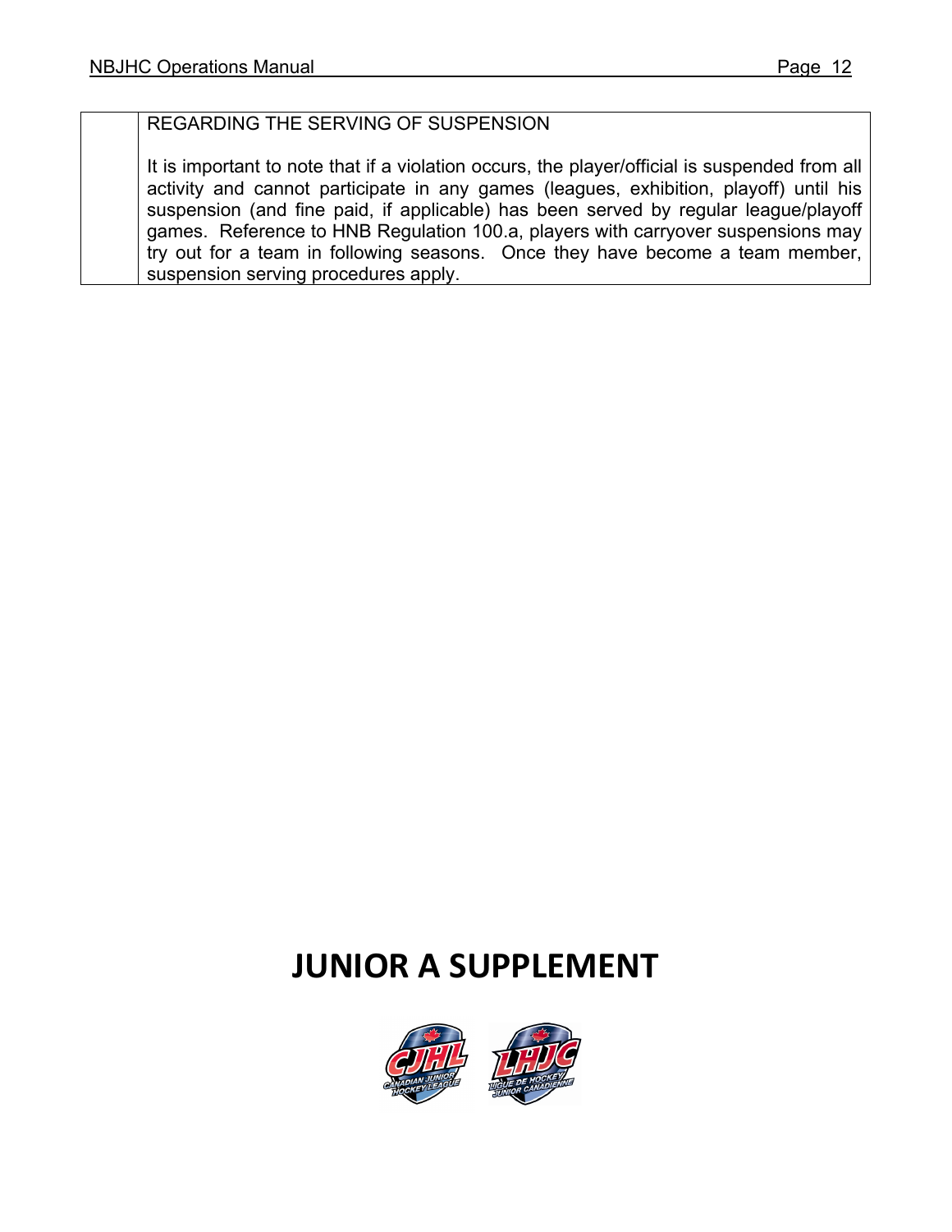| | REGARDING THE SERVING OF SUSPENSION<br><br>It is important to note that if a violation occurs, the player/official is suspended from all activity and cannot participate in any games (leagues, exhibition, playoff) until his suspension (and fine paid, if applicable) has been served by regular league/playoff games. Reference to HNB Regulation 100.a, players with carryover suspensions may try out for a team in following seasons. Once they have become a team member, suspension serving procedures apply. |
|---|---|

# JUNIOR A SUPPLEMENT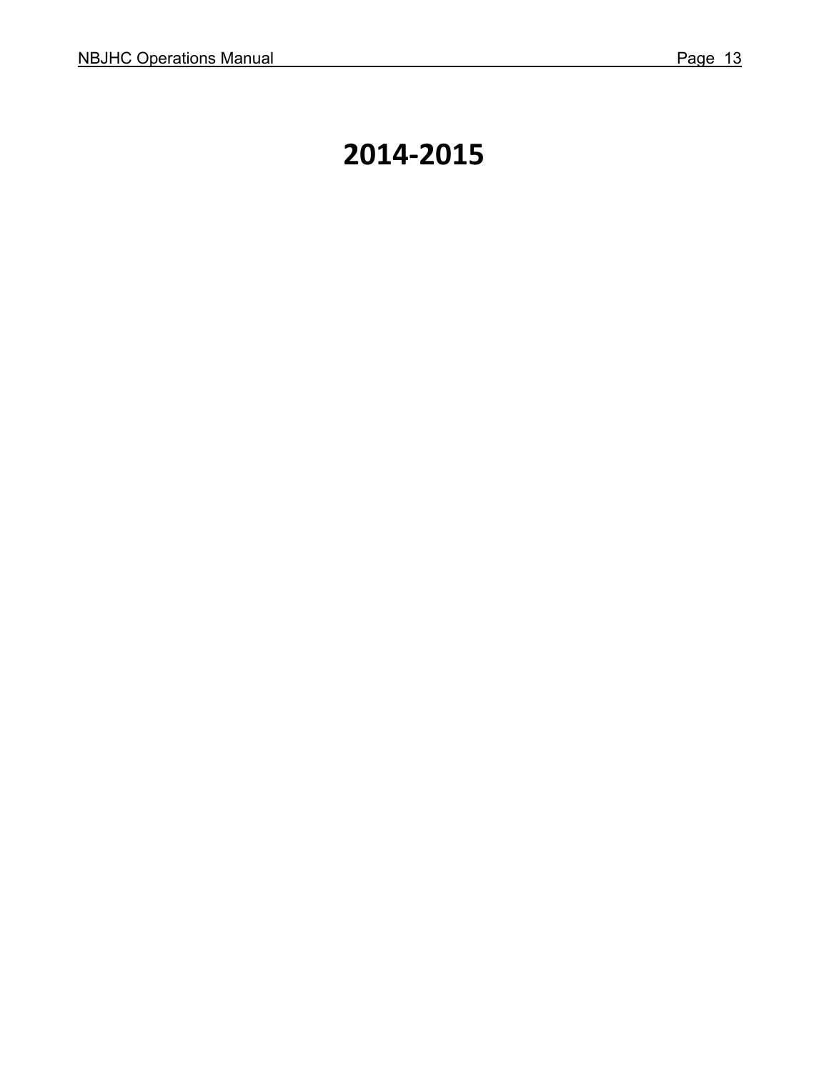# 2014-2015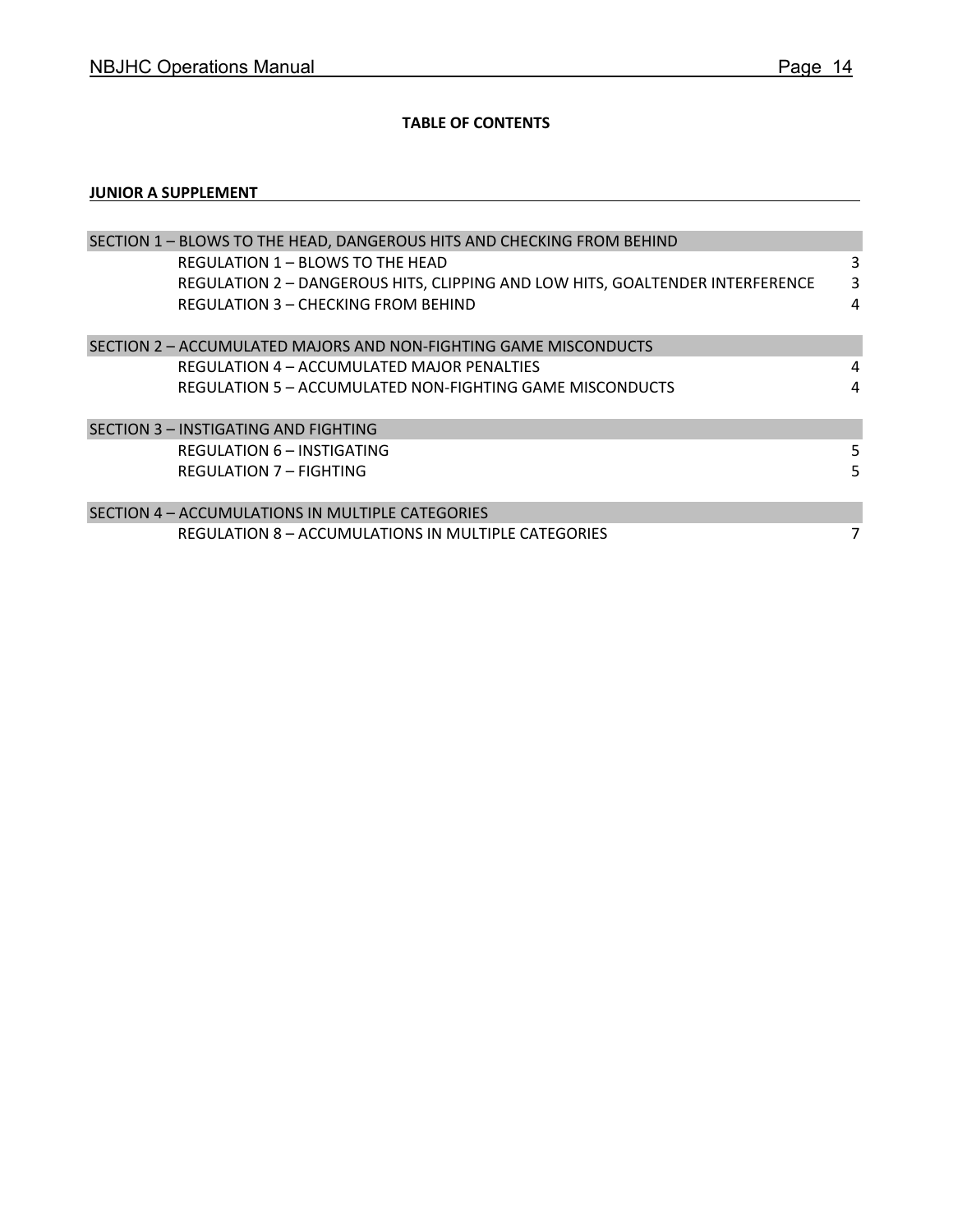## TABLE OF CONTENTS

### JUNIOR A SUPPLEMENT

| | |
|---|---|
| **SECTION 1 – BLOWS TO THE HEAD, DANGEROUS HITS AND CHECKING FROM BEHIND** | |
| REGULATION 1 – BLOWS TO THE HEAD | 3 |
| REGULATION 2 – DANGEROUS HITS, CLIPPING AND LOW HITS, GOALTENDER INTERFERENCE | 3 |
| REGULATION 3 – CHECKING FROM BEHIND | 4 |
| **SECTION 2 – ACCUMULATED MAJORS AND NON-FIGHTING GAME MISCONDUCTS** | |
| REGULATION 4 – ACCUMULATED MAJOR PENALTIES | 4 |
| REGULATION 5 – ACCUMULATED NON-FIGHTING GAME MISCONDUCTS | 4 |
| **SECTION 3 – INSTIGATING AND FIGHTING** | |
| REGULATION 6 – INSTIGATING | 5 |
| REGULATION 7 – FIGHTING | 5 |
| **SECTION 4 – ACCUMULATIONS IN MULTIPLE CATEGORIES** | |
| REGULATION 8 – ACCUMULATIONS IN MULTIPLE CATEGORIES | 7 |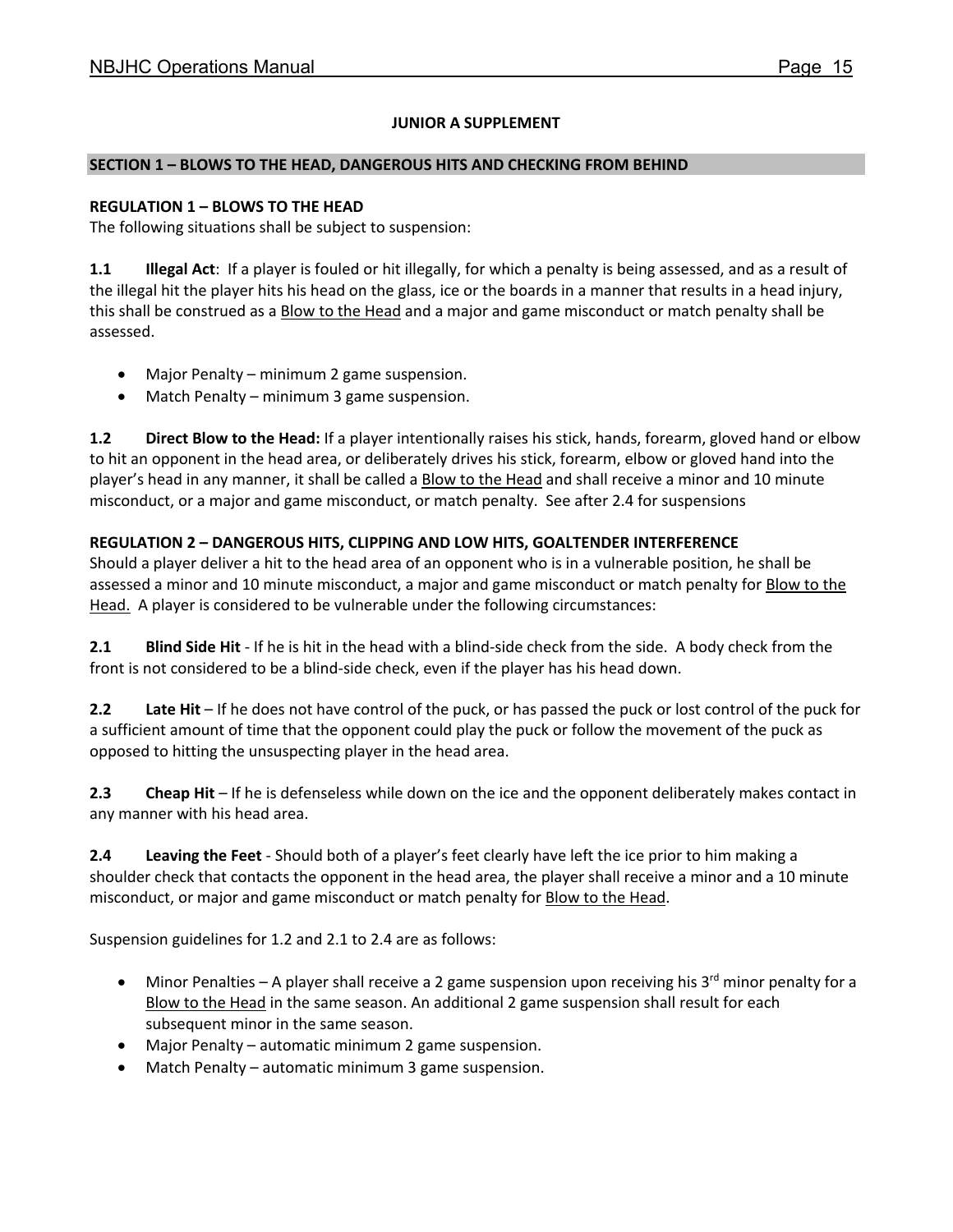## JUNIOR A SUPPLEMENT

### SECTION 1 – BLOWS TO THE HEAD, DANGEROUS HITS AND CHECKING FROM BEHIND

**REGULATION 1 – BLOWS TO THE HEAD**
The following situations shall be subject to suspension:

**1.1 Illegal Act**: If a player is fouled or hit illegally, for which a penalty is being assessed, and as a result of the illegal hit the player hits his head on the glass, ice or the boards in a manner that results in a head injury, this shall be construed as a Blow to the Head and a major and game misconduct or match penalty shall be assessed.

- Major Penalty – minimum 2 game suspension.
- Match Penalty – minimum 3 game suspension.

**1.2 Direct Blow to the Head:** If a player intentionally raises his stick, hands, forearm, gloved hand or elbow to hit an opponent in the head area, or deliberately drives his stick, forearm, elbow or gloved hand into the player's head in any manner, it shall be called a Blow to the Head and shall receive a minor and 10 minute misconduct, or a major and game misconduct, or match penalty. See after 2.4 for suspensions

**REGULATION 2 – DANGEROUS HITS, CLIPPING AND LOW HITS, GOALTENDER INTERFERENCE**
Should a player deliver a hit to the head area of an opponent who is in a vulnerable position, he shall be assessed a minor and 10 minute misconduct, a major and game misconduct or match penalty for Blow to the Head. A player is considered to be vulnerable under the following circumstances:

**2.1 Blind Side Hit** - If he is hit in the head with a blind-side check from the side. A body check from the front is not considered to be a blind-side check, even if the player has his head down.

**2.2 Late Hit** – If he does not have control of the puck, or has passed the puck or lost control of the puck for a sufficient amount of time that the opponent could play the puck or follow the movement of the puck as opposed to hitting the unsuspecting player in the head area.

**2.3 Cheap Hit** – If he is defenseless while down on the ice and the opponent deliberately makes contact in any manner with his head area.

**2.4 Leaving the Feet** - Should both of a player's feet clearly have left the ice prior to him making a shoulder check that contacts the opponent in the head area, the player shall receive a minor and a 10 minute misconduct, or major and game misconduct or match penalty for Blow to the Head.

Suspension guidelines for 1.2 and 2.1 to 2.4 are as follows:

- Minor Penalties – A player shall receive a 2 game suspension upon receiving his 3rd minor penalty for a Blow to the Head in the same season. An additional 2 game suspension shall result for each subsequent minor in the same season.
- Major Penalty – automatic minimum 2 game suspension.
- Match Penalty – automatic minimum 3 game suspension.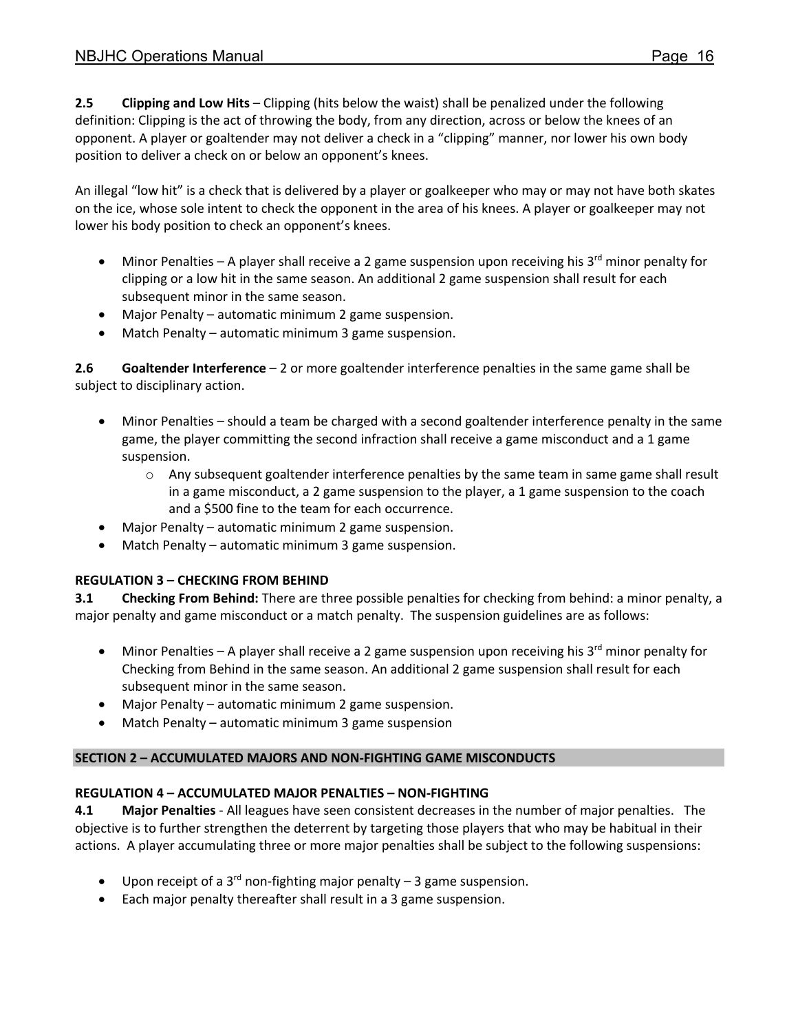**2.5 Clipping and Low Hits** – Clipping (hits below the waist) shall be penalized under the following definition: Clipping is the act of throwing the body, from any direction, across or below the knees of an opponent. A player or goaltender may not deliver a check in a "clipping" manner, nor lower his own body position to deliver a check on or below an opponent's knees.

An illegal "low hit" is a check that is delivered by a player or goalkeeper who may or may not have both skates on the ice, whose sole intent to check the opponent in the area of his knees. A player or goalkeeper may not lower his body position to check an opponent's knees.

- Minor Penalties – A player shall receive a 2 game suspension upon receiving his 3rd minor penalty for clipping or a low hit in the same season. An additional 2 game suspension shall result for each subsequent minor in the same season.
- Major Penalty – automatic minimum 2 game suspension.
- Match Penalty – automatic minimum 3 game suspension.

**2.6 Goaltender Interference** – 2 or more goaltender interference penalties in the same game shall be subject to disciplinary action.

- Minor Penalties – should a team be charged with a second goaltender interference penalty in the same game, the player committing the second infraction shall receive a game misconduct and a 1 game suspension.
  - Any subsequent goaltender interference penalties by the same team in same game shall result in a game misconduct, a 2 game suspension to the player, a 1 game suspension to the coach and a $500 fine to the team for each occurrence.
- Major Penalty – automatic minimum 2 game suspension.
- Match Penalty – automatic minimum 3 game suspension.

**REGULATION 3 – CHECKING FROM BEHIND**

**3.1 Checking From Behind:** There are three possible penalties for checking from behind: a minor penalty, a major penalty and game misconduct or a match penalty. The suspension guidelines are as follows:

- Minor Penalties – A player shall receive a 2 game suspension upon receiving his 3rd minor penalty for Checking from Behind in the same season. An additional 2 game suspension shall result for each subsequent minor in the same season.
- Major Penalty – automatic minimum 2 game suspension.
- Match Penalty – automatic minimum 3 game suspension

## SECTION 2 – ACCUMULATED MAJORS AND NON-FIGHTING GAME MISCONDUCTS

**REGULATION 4 – ACCUMULATED MAJOR PENALTIES – NON-FIGHTING**

**4.1 Major Penalties** - All leagues have seen consistent decreases in the number of major penalties. The objective is to further strengthen the deterrent by targeting those players that who may be habitual in their actions. A player accumulating three or more major penalties shall be subject to the following suspensions:

- Upon receipt of a 3rd non-fighting major penalty – 3 game suspension.
- Each major penalty thereafter shall result in a 3 game suspension.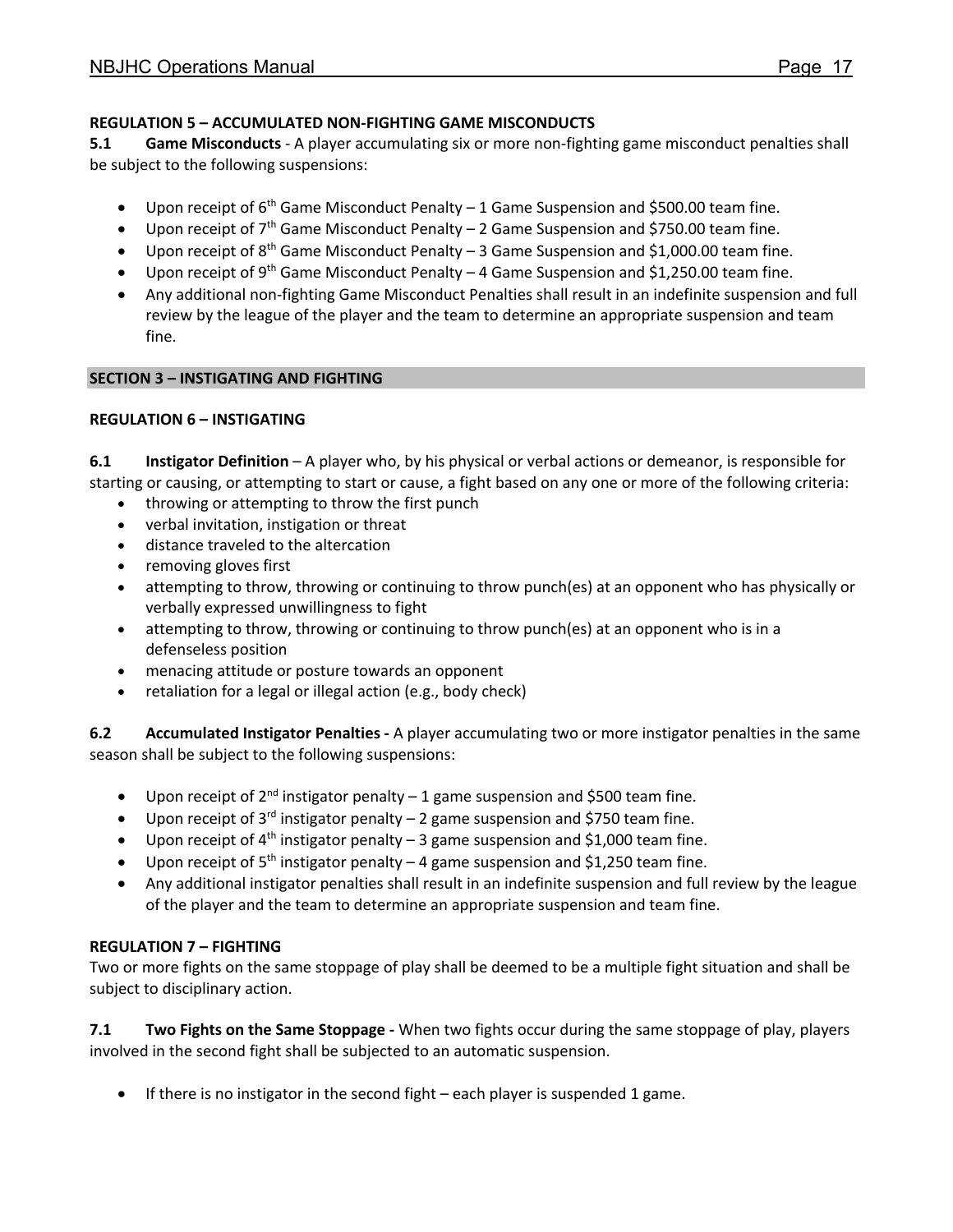**REGULATION 5 – ACCUMULATED NON-FIGHTING GAME MISCONDUCTS**

**5.1 Game Misconducts** - A player accumulating six or more non-fighting game misconduct penalties shall be subject to the following suspensions:

- Upon receipt of 6th Game Misconduct Penalty – 1 Game Suspension and $500.00 team fine.
- Upon receipt of 7th Game Misconduct Penalty – 2 Game Suspension and $750.00 team fine.
- Upon receipt of 8th Game Misconduct Penalty – 3 Game Suspension and $1,000.00 team fine.
- Upon receipt of 9th Game Misconduct Penalty – 4 Game Suspension and $1,250.00 team fine.
- Any additional non-fighting Game Misconduct Penalties shall result in an indefinite suspension and full review by the league of the player and the team to determine an appropriate suspension and team fine.

## SECTION 3 – INSTIGATING AND FIGHTING

**REGULATION 6 – INSTIGATING**

**6.1 Instigator Definition** – A player who, by his physical or verbal actions or demeanor, is responsible for starting or causing, or attempting to start or cause, a fight based on any one or more of the following criteria:

- throwing or attempting to throw the first punch
- verbal invitation, instigation or threat
- distance traveled to the altercation
- removing gloves first
- attempting to throw, throwing or continuing to throw punch(es) at an opponent who has physically or verbally expressed unwillingness to fight
- attempting to throw, throwing or continuing to throw punch(es) at an opponent who is in a defenseless position
- menacing attitude or posture towards an opponent
- retaliation for a legal or illegal action (e.g., body check)

**6.2 Accumulated Instigator Penalties -** A player accumulating two or more instigator penalties in the same season shall be subject to the following suspensions:

- Upon receipt of 2nd instigator penalty – 1 game suspension and $500 team fine.
- Upon receipt of 3rd instigator penalty – 2 game suspension and $750 team fine.
- Upon receipt of 4th instigator penalty – 3 game suspension and $1,000 team fine.
- Upon receipt of 5th instigator penalty – 4 game suspension and $1,250 team fine.
- Any additional instigator penalties shall result in an indefinite suspension and full review by the league of the player and the team to determine an appropriate suspension and team fine.

**REGULATION 7 – FIGHTING**

Two or more fights on the same stoppage of play shall be deemed to be a multiple fight situation and shall be subject to disciplinary action.

**7.1 Two Fights on the Same Stoppage -** When two fights occur during the same stoppage of play, players involved in the second fight shall be subjected to an automatic suspension.

- If there is no instigator in the second fight – each player is suspended 1 game.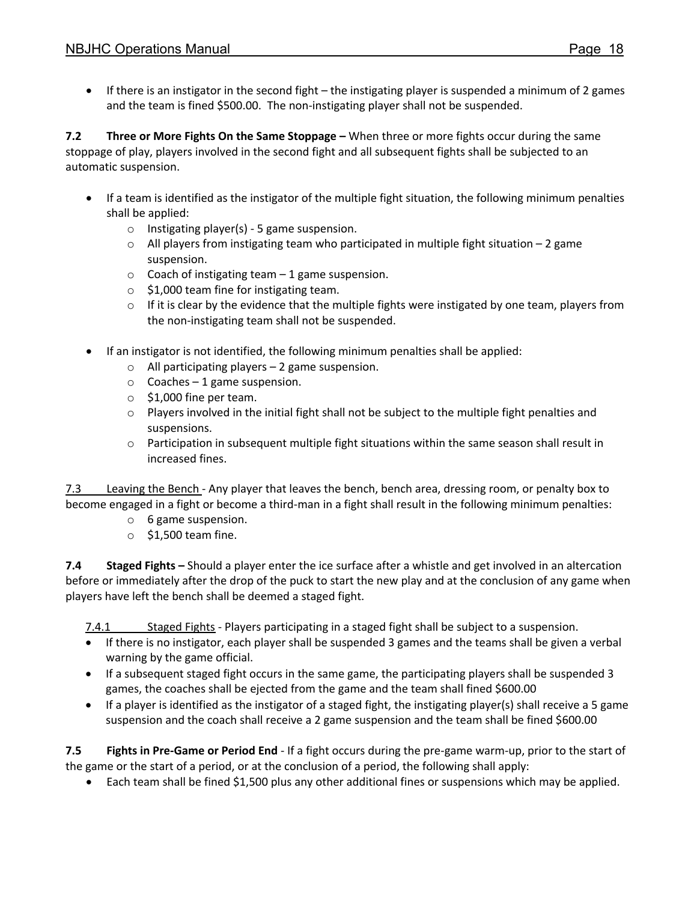- If there is an instigator in the second fight – the instigating player is suspended a minimum of 2 games and the team is fined $500.00. The non-instigating player shall not be suspended.

**7.2 Three or More Fights On the Same Stoppage –** When three or more fights occur during the same stoppage of play, players involved in the second fight and all subsequent fights shall be subjected to an automatic suspension.

- If a team is identified as the instigator of the multiple fight situation, the following minimum penalties shall be applied:
  - Instigating player(s) - 5 game suspension.
  - All players from instigating team who participated in multiple fight situation – 2 game suspension.
  - Coach of instigating team – 1 game suspension.
  - $1,000 team fine for instigating team.
  - If it is clear by the evidence that the multiple fights were instigated by one team, players from the non-instigating team shall not be suspended.

- If an instigator is not identified, the following minimum penalties shall be applied:
  - All participating players – 2 game suspension.
  - Coaches – 1 game suspension.
  - $1,000 fine per team.
  - Players involved in the initial fight shall not be subject to the multiple fight penalties and suspensions.
  - Participation in subsequent multiple fight situations within the same season shall result in increased fines.

7.3 Leaving the Bench - Any player that leaves the bench, bench area, dressing room, or penalty box to become engaged in a fight or become a third-man in a fight shall result in the following minimum penalties:

- 6 game suspension.
- $1,500 team fine.

**7.4 Staged Fights –** Should a player enter the ice surface after a whistle and get involved in an altercation before or immediately after the drop of the puck to start the new play and at the conclusion of any game when players have left the bench shall be deemed a staged fight.

7.4.1 Staged Fights - Players participating in a staged fight shall be subject to a suspension.

- If there is no instigator, each player shall be suspended 3 games and the teams shall be given a verbal warning by the game official.
- If a subsequent staged fight occurs in the same game, the participating players shall be suspended 3 games, the coaches shall be ejected from the game and the team shall fined $600.00
- If a player is identified as the instigator of a staged fight, the instigating player(s) shall receive a 5 game suspension and the coach shall receive a 2 game suspension and the team shall be fined $600.00

**7.5 Fights in Pre-Game or Period End** - If a fight occurs during the pre-game warm-up, prior to the start of the game or the start of a period, or at the conclusion of a period, the following shall apply:

- Each team shall be fined $1,500 plus any other additional fines or suspensions which may be applied.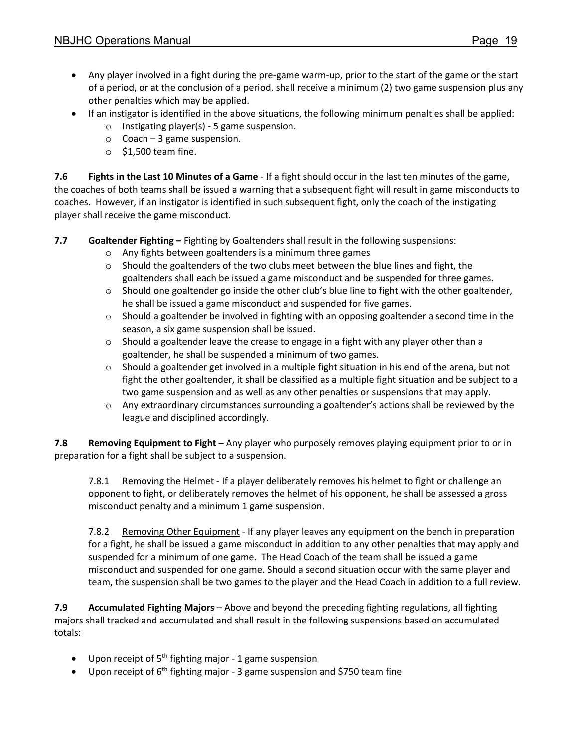- Any player involved in a fight during the pre-game warm-up, prior to the start of the game or the start of a period, or at the conclusion of a period. shall receive a minimum (2) two game suspension plus any other penalties which may be applied.
- If an instigator is identified in the above situations, the following minimum penalties shall be applied:
    - Instigating player(s) - 5 game suspension.
    - Coach – 3 game suspension.
    - $1,500 team fine.

**7.6 Fights in the Last 10 Minutes of a Game** - If a fight should occur in the last ten minutes of the game, the coaches of both teams shall be issued a warning that a subsequent fight will result in game misconducts to coaches. However, if an instigator is identified in such subsequent fight, only the coach of the instigating player shall receive the game misconduct.

**7.7 Goaltender Fighting –** Fighting by Goaltenders shall result in the following suspensions:

- Any fights between goaltenders is a minimum three games
- Should the goaltenders of the two clubs meet between the blue lines and fight, the goaltenders shall each be issued a game misconduct and be suspended for three games.
- Should one goaltender go inside the other club's blue line to fight with the other goaltender, he shall be issued a game misconduct and suspended for five games.
- Should a goaltender be involved in fighting with an opposing goaltender a second time in the season, a six game suspension shall be issued.
- Should a goaltender leave the crease to engage in a fight with any player other than a goaltender, he shall be suspended a minimum of two games.
- Should a goaltender get involved in a multiple fight situation in his end of the arena, but not fight the other goaltender, it shall be classified as a multiple fight situation and be subject to a two game suspension and as well as any other penalties or suspensions that may apply.
- Any extraordinary circumstances surrounding a goaltender's actions shall be reviewed by the league and disciplined accordingly.

**7.8 Removing Equipment to Fight** – Any player who purposely removes playing equipment prior to or in preparation for a fight shall be subject to a suspension.

7.8.1 Removing the Helmet - If a player deliberately removes his helmet to fight or challenge an opponent to fight, or deliberately removes the helmet of his opponent, he shall be assessed a gross misconduct penalty and a minimum 1 game suspension.

7.8.2 Removing Other Equipment - If any player leaves any equipment on the bench in preparation for a fight, he shall be issued a game misconduct in addition to any other penalties that may apply and suspended for a minimum of one game. The Head Coach of the team shall be issued a game misconduct and suspended for one game. Should a second situation occur with the same player and team, the suspension shall be two games to the player and the Head Coach in addition to a full review.

**7.9 Accumulated Fighting Majors** – Above and beyond the preceding fighting regulations, all fighting majors shall tracked and accumulated and shall result in the following suspensions based on accumulated totals:

- Upon receipt of 5th fighting major - 1 game suspension
- Upon receipt of 6th fighting major - 3 game suspension and $750 team fine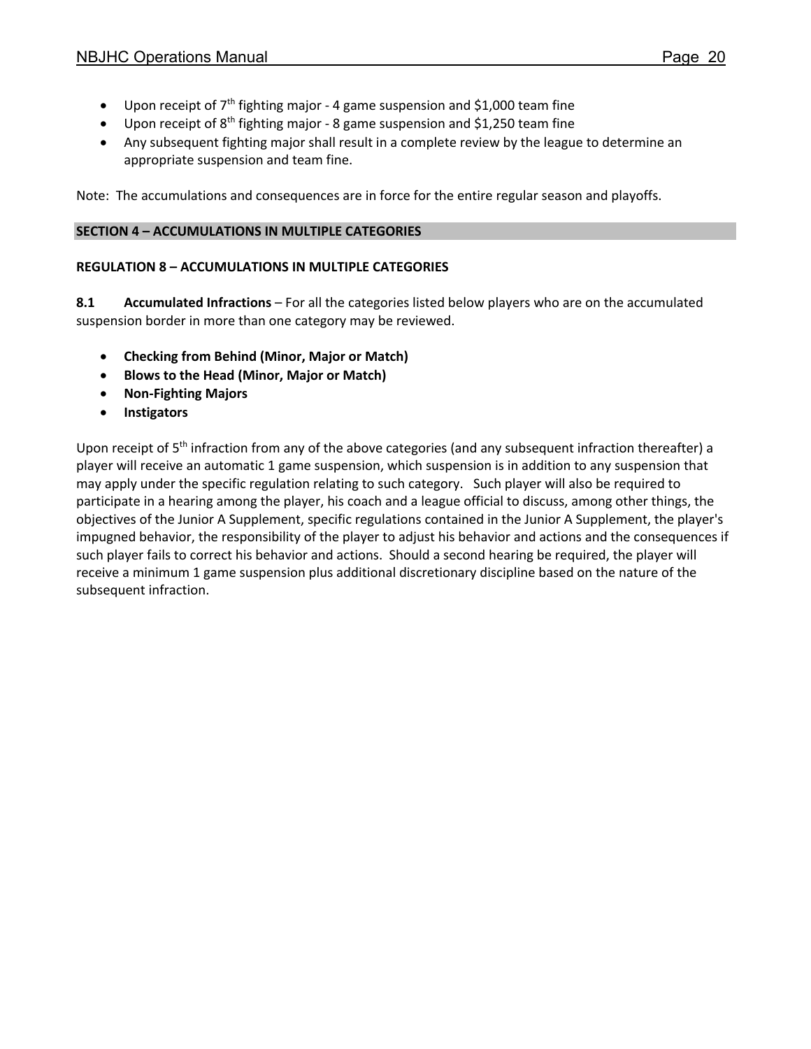- Upon receipt of 7th fighting major - 4 game suspension and $1,000 team fine
- Upon receipt of 8th fighting major - 8 game suspension and $1,250 team fine
- Any subsequent fighting major shall result in a complete review by the league to determine an appropriate suspension and team fine.

Note: The accumulations and consequences are in force for the entire regular season and playoffs.

## SECTION 4 – ACCUMULATIONS IN MULTIPLE CATEGORIES

### REGULATION 8 – ACCUMULATIONS IN MULTIPLE CATEGORIES

**8.1 Accumulated Infractions** – For all the categories listed below players who are on the accumulated suspension border in more than one category may be reviewed.

- **Checking from Behind (Minor, Major or Match)**
- **Blows to the Head (Minor, Major or Match)**
- **Non-Fighting Majors**
- **Instigators**

Upon receipt of 5th infraction from any of the above categories (and any subsequent infraction thereafter) a player will receive an automatic 1 game suspension, which suspension is in addition to any suspension that may apply under the specific regulation relating to such category. Such player will also be required to participate in a hearing among the player, his coach and a league official to discuss, among other things, the objectives of the Junior A Supplement, specific regulations contained in the Junior A Supplement, the player's impugned behavior, the responsibility of the player to adjust his behavior and actions and the consequences if such player fails to correct his behavior and actions. Should a second hearing be required, the player will receive a minimum 1 game suspension plus additional discretionary discipline based on the nature of the subsequent infraction.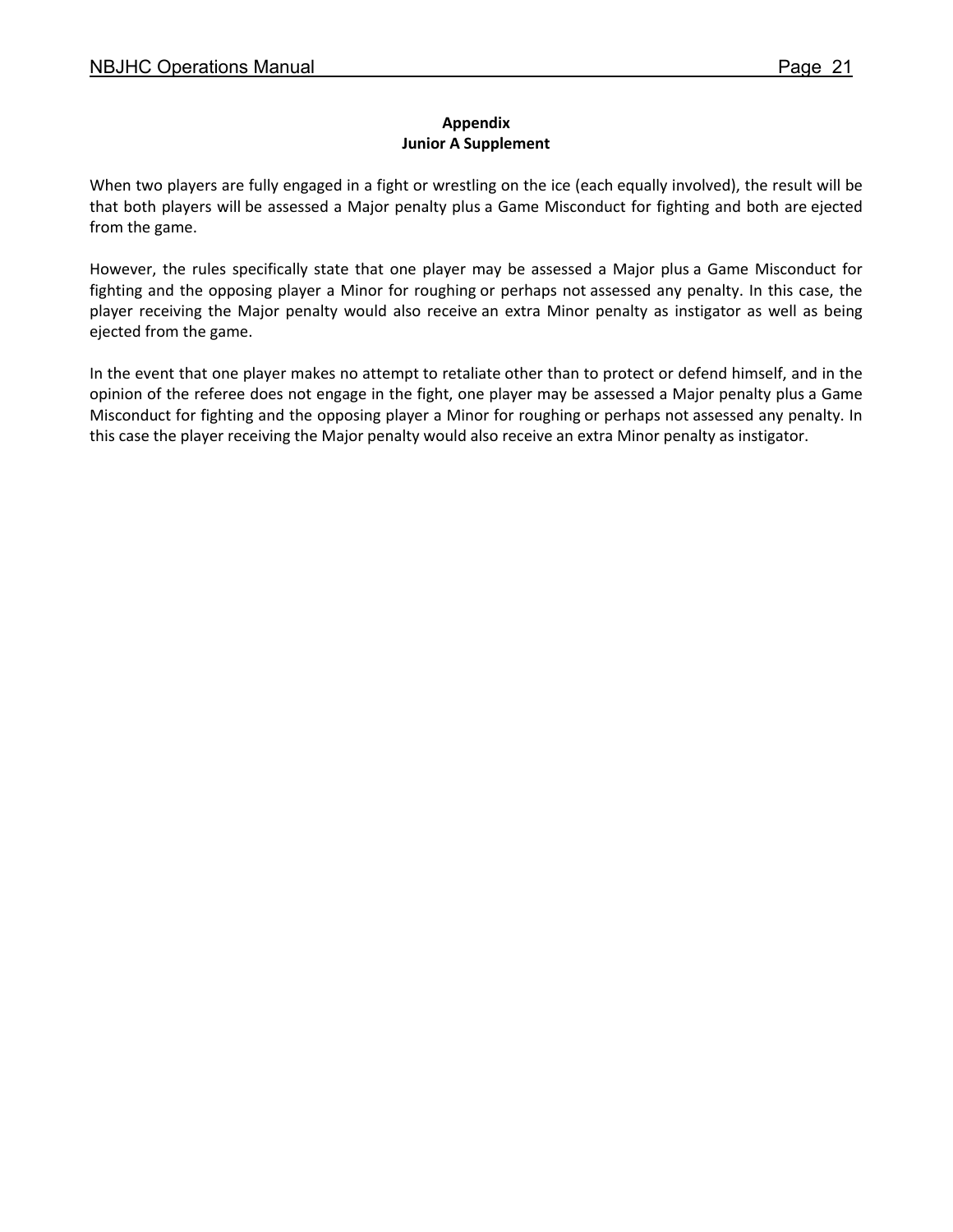## Appendix
## Junior A Supplement

When two players are fully engaged in a fight or wrestling on the ice (each equally involved), the result will be that both players will be assessed a Major penalty plus a Game Misconduct for fighting and both are ejected from the game.

However, the rules specifically state that one player may be assessed a Major plus a Game Misconduct for fighting and the opposing player a Minor for roughing or perhaps not assessed any penalty. In this case, the player receiving the Major penalty would also receive an extra Minor penalty as instigator as well as being ejected from the game.

In the event that one player makes no attempt to retaliate other than to protect or defend himself, and in the opinion of the referee does not engage in the fight, one player may be assessed a Major penalty plus a Game Misconduct for fighting and the opposing player a Minor for roughing or perhaps not assessed any penalty. In this case the player receiving the Major penalty would also receive an extra Minor penalty as instigator.